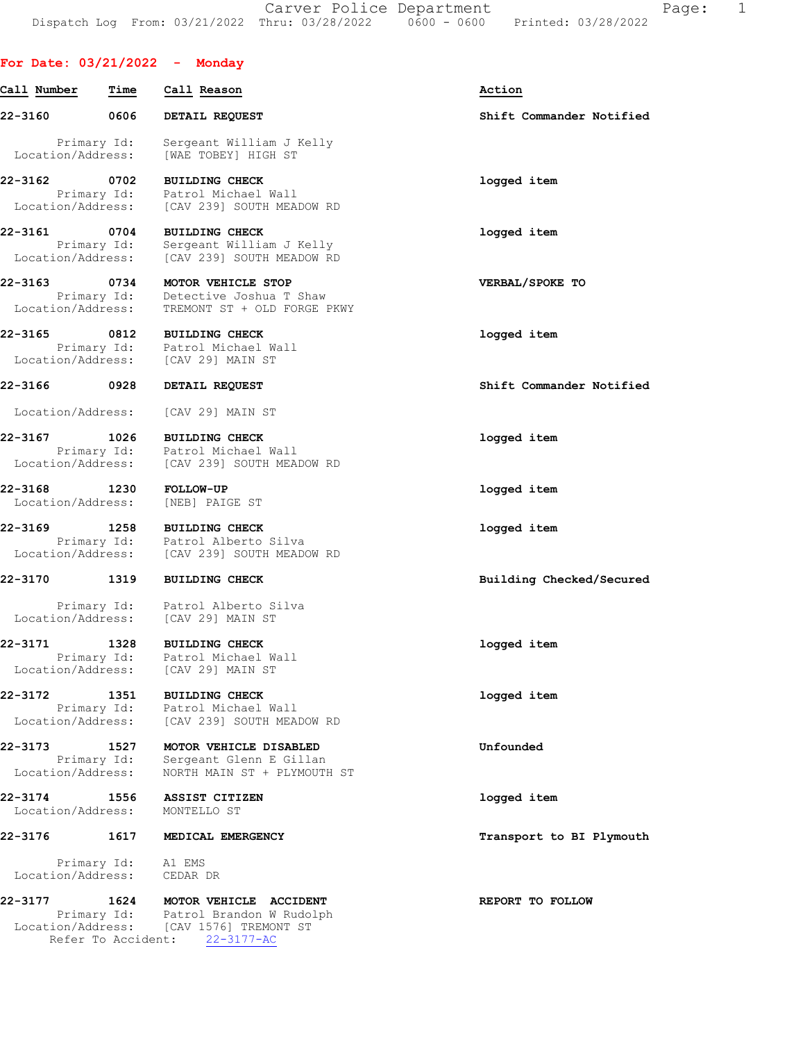## For Date: 03/21/2022 - Monday

| Call Number | Time | Call Reason | Action |
|---|---|---|---|
| 22-3160 | 0606 | DETAIL REQUEST | Shift Commander Notified |
| | | Primary Id: Sergeant William J Kelly | |
| | | Location/Address: [WAE TOBEY] HIGH ST | |
| 22-3162 | 0702 | BUILDING CHECK | logged item |
| | | Primary Id: Patrol Michael Wall | |
| | | Location/Address: [CAV 239] SOUTH MEADOW RD | |
| 22-3161 | 0704 | BUILDING CHECK | logged item |
| | | Primary Id: Sergeant William J Kelly | |
| | | Location/Address: [CAV 239] SOUTH MEADOW RD | |
| 22-3163 | 0734 | MOTOR VEHICLE STOP | VERBAL/SPOKE TO |
| | | Primary Id: Detective Joshua T Shaw | |
| | | Location/Address: TREMONT ST + OLD FORGE PKWY | |
| 22-3165 | 0812 | BUILDING CHECK | logged item |
| | | Primary Id: Patrol Michael Wall | |
| | | Location/Address: [CAV 29] MAIN ST | |
| 22-3166 | 0928 | DETAIL REQUEST | Shift Commander Notified |
| | | Location/Address: [CAV 29] MAIN ST | |
| 22-3167 | 1026 | BUILDING CHECK | logged item |
| | | Primary Id: Patrol Michael Wall | |
| | | Location/Address: [CAV 239] SOUTH MEADOW RD | |
| 22-3168 | 1230 | FOLLOW-UP | logged item |
| | | Location/Address: [NEB] PAIGE ST | |
| 22-3169 | 1258 | BUILDING CHECK | logged item |
| | | Primary Id: Patrol Alberto Silva | |
| | | Location/Address: [CAV 239] SOUTH MEADOW RD | |
| 22-3170 | 1319 | BUILDING CHECK | Building Checked/Secured |
| | | Primary Id: Patrol Alberto Silva | |
| | | Location/Address: [CAV 29] MAIN ST | |
| 22-3171 | 1328 | BUILDING CHECK | logged item |
| | | Primary Id: Patrol Michael Wall | |
| | | Location/Address: [CAV 29] MAIN ST | |
| 22-3172 | 1351 | BUILDING CHECK | logged item |
| | | Primary Id: Patrol Michael Wall | |
| | | Location/Address: [CAV 239] SOUTH MEADOW RD | |
| 22-3173 | 1527 | MOTOR VEHICLE DISABLED | Unfounded |
| | | Primary Id: Sergeant Glenn E Gillan | |
| | | Location/Address: NORTH MAIN ST + PLYMOUTH ST | |
| 22-3174 | 1556 | ASSIST CITIZEN | logged item |
| | | Location/Address: MONTELLO ST | |
| 22-3176 | 1617 | MEDICAL EMERGENCY | Transport to BI Plymouth |
| | | Primary Id: A1 EMS | |
| | | Location/Address: CEDAR DR | |
| 22-3177 | 1624 | MOTOR VEHICLE ACCIDENT | REPORT TO FOLLOW |
| | | Primary Id: Patrol Brandon W Rudolph | |
| | | Location/Address: [CAV 1576] TREMONT ST | |
| | | Refer To Accident: 22-3177-AC | |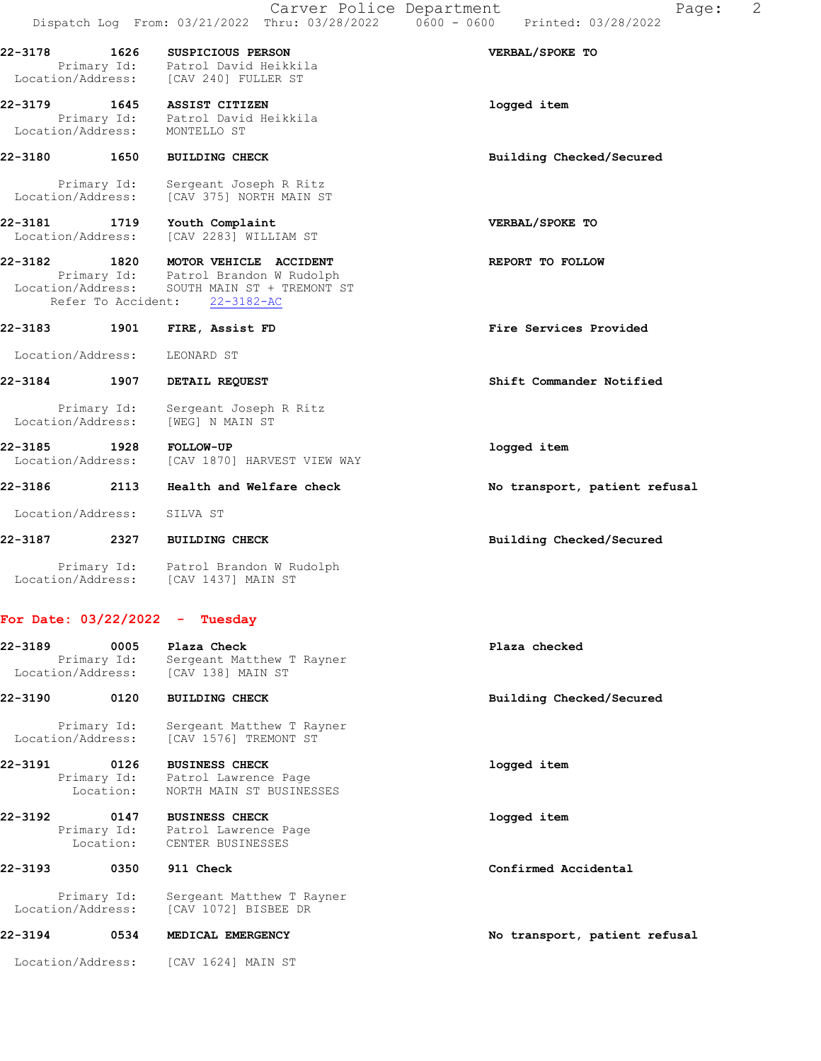**22-3178** 1626 **SUSPICIOUS PERSON** — **VERBAL/SPOKE TO**
Primary Id: Patrol David Heikkila
Location/Address: [CAV 240] FULLER ST

**22-3179** 1645 **ASSIST CITIZEN** — **logged item**
Primary Id: Patrol David Heikkila
Location/Address: MONTELLO ST

**22-3180** 1650 **BUILDING CHECK** — **Building Checked/Secured**
Primary Id: Sergeant Joseph R Ritz
Location/Address: [CAV 375] NORTH MAIN ST

**22-3181** 1719 **Youth Complaint** — **VERBAL/SPOKE TO**
Location/Address: [CAV 2283] WILLIAM ST

**22-3182** 1820 **MOTOR VEHICLE ACCIDENT** — **REPORT TO FOLLOW**
Primary Id: Patrol Brandon W Rudolph
Location/Address: SOUTH MAIN ST + TREMONT ST
Refer To Accident: 22-3182-AC

**22-3183** 1901 **FIRE, Assist FD** — **Fire Services Provided**
Location/Address: LEONARD ST

**22-3184** 1907 **DETAIL REQUEST** — **Shift Commander Notified**
Primary Id: Sergeant Joseph R Ritz
Location/Address: [WEG] N MAIN ST

**22-3185** 1928 **FOLLOW-UP** — **logged item**
Location/Address: [CAV 1870] HARVEST VIEW WAY

**22-3186** 2113 **Health and Welfare check** — **No transport, patient refusal**
Location/Address: SILVA ST

**22-3187** 2327 **BUILDING CHECK** — **Building Checked/Secured**
Primary Id: Patrol Brandon W Rudolph
Location/Address: [CAV 1437] MAIN ST

## For Date: 03/22/2022 - Tuesday

**22-3189** 0005 **Plaza Check** — **Plaza checked**
Primary Id: Sergeant Matthew T Rayner
Location/Address: [CAV 138] MAIN ST

**22-3190** 0120 **BUILDING CHECK** — **Building Checked/Secured**
Primary Id: Sergeant Matthew T Rayner
Location/Address: [CAV 1576] TREMONT ST

**22-3191** 0126 **BUSINESS CHECK** — **logged item**
Primary Id: Patrol Lawrence Page
Location: NORTH MAIN ST BUSINESSES

**22-3192** 0147 **BUSINESS CHECK** — **logged item**
Primary Id: Patrol Lawrence Page
Location: CENTER BUSINESSES

**22-3193** 0350 **911 Check** — **Confirmed Accidental**
Primary Id: Sergeant Matthew T Rayner
Location/Address: [CAV 1072] BISBEE DR

**22-3194** 0534 **MEDICAL EMERGENCY** — **No transport, patient refusal**
Location/Address: [CAV 1624] MAIN ST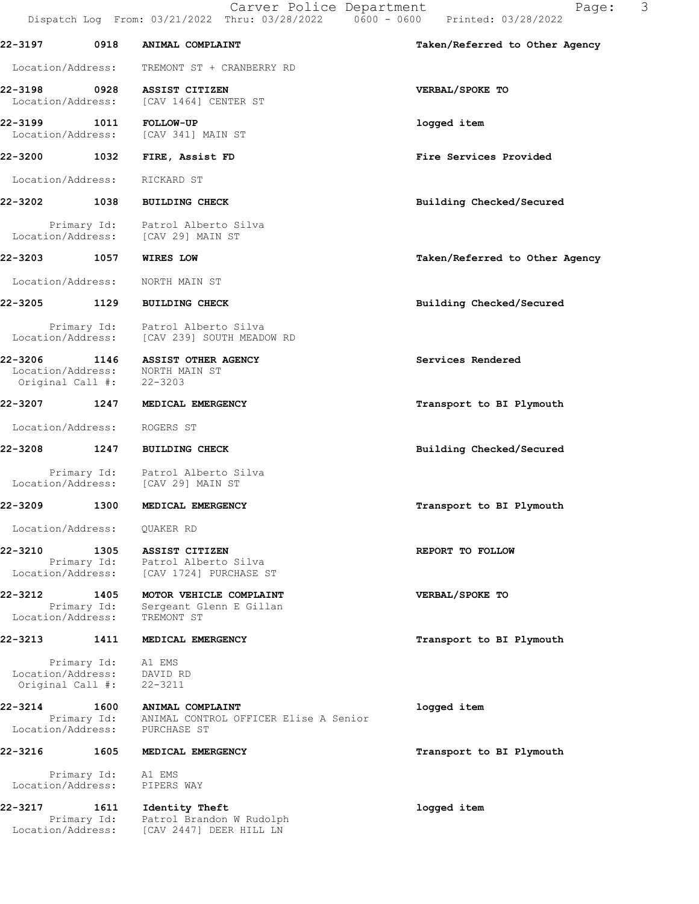22-3197 0918 ANIMAL COMPLAINT — Taken/Referred to Other Agency

Location/Address: TREMONT ST + CRANBERRY RD

22-3198 0928 ASSIST CITIZEN — VERBAL/SPOKE TO
Location/Address: [CAV 1464] CENTER ST

22-3199 1011 FOLLOW-UP — logged item
Location/Address: [CAV 341] MAIN ST

22-3200 1032 FIRE, Assist FD — Fire Services Provided

Location/Address: RICKARD ST

22-3202 1038 BUILDING CHECK — Building Checked/Secured

Primary Id: Patrol Alberto Silva
Location/Address: [CAV 29] MAIN ST

22-3203 1057 WIRES LOW — Taken/Referred to Other Agency

Location/Address: NORTH MAIN ST

22-3205 1129 BUILDING CHECK — Building Checked/Secured

Primary Id: Patrol Alberto Silva
Location/Address: [CAV 239] SOUTH MEADOW RD

22-3206 1146 ASSIST OTHER AGENCY — Services Rendered
Location/Address: NORTH MAIN ST
Original Call #: 22-3203

22-3207 1247 MEDICAL EMERGENCY — Transport to BI Plymouth

Location/Address: ROGERS ST

22-3208 1247 BUILDING CHECK — Building Checked/Secured

Primary Id: Patrol Alberto Silva
Location/Address: [CAV 29] MAIN ST

22-3209 1300 MEDICAL EMERGENCY — Transport to BI Plymouth

Location/Address: QUAKER RD

22-3210 1305 ASSIST CITIZEN — REPORT TO FOLLOW
Primary Id: Patrol Alberto Silva
Location/Address: [CAV 1724] PURCHASE ST

22-3212 1405 MOTOR VEHICLE COMPLAINT — VERBAL/SPOKE TO
Primary Id: Sergeant Glenn E Gillan
Location/Address: TREMONT ST

22-3213 1411 MEDICAL EMERGENCY — Transport to BI Plymouth

Primary Id: A1 EMS
Location/Address: DAVID RD
Original Call #: 22-3211

22-3214 1600 ANIMAL COMPLAINT — logged item
Primary Id: ANIMAL CONTROL OFFICER Elise A Senior
Location/Address: PURCHASE ST

22-3216 1605 MEDICAL EMERGENCY — Transport to BI Plymouth

Primary Id: A1 EMS
Location/Address: PIPERS WAY

22-3217 1611 Identity Theft — logged item
Primary Id: Patrol Brandon W Rudolph
Location/Address: [CAV 2447] DEER HILL LN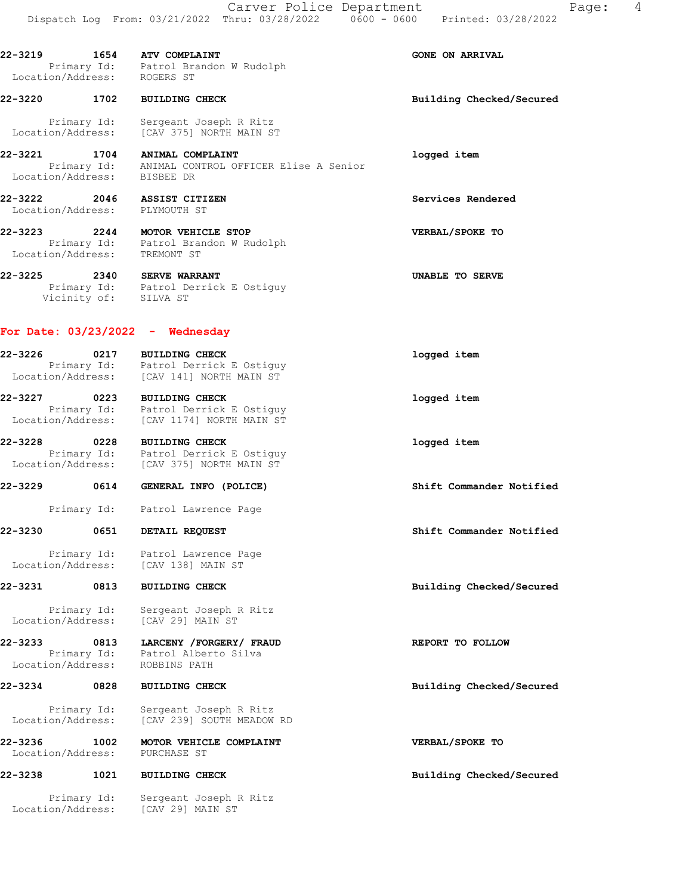**22-3219 1654 ATV COMPLAINT** — **GONE ON ARRIVAL**
Primary Id: Patrol Brandon W Rudolph
Location/Address: ROGERS ST

**22-3220 1702 BUILDING CHECK** — **Building Checked/Secured**
Primary Id: Sergeant Joseph R Ritz
Location/Address: [CAV 375] NORTH MAIN ST

**22-3221 1704 ANIMAL COMPLAINT** — **logged item**
Primary Id: ANIMAL CONTROL OFFICER Elise A Senior
Location/Address: BISBEE DR

**22-3222 2046 ASSIST CITIZEN** — **Services Rendered**
Location/Address: PLYMOUTH ST

**22-3223 2244 MOTOR VEHICLE STOP** — **VERBAL/SPOKE TO**
Primary Id: Patrol Brandon W Rudolph
Location/Address: TREMONT ST

**22-3225 2340 SERVE WARRANT** — **UNABLE TO SERVE**
Primary Id: Patrol Derrick E Ostiguy
Vicinity of: SILVA ST

## For Date: 03/23/2022 - Wednesday

**22-3226 0217 BUILDING CHECK** — **logged item**
Primary Id: Patrol Derrick E Ostiguy
Location/Address: [CAV 141] NORTH MAIN ST

**22-3227 0223 BUILDING CHECK** — **logged item**
Primary Id: Patrol Derrick E Ostiguy
Location/Address: [CAV 1174] NORTH MAIN ST

**22-3228 0228 BUILDING CHECK** — **logged item**
Primary Id: Patrol Derrick E Ostiguy
Location/Address: [CAV 375] NORTH MAIN ST

**22-3229 0614 GENERAL INFO (POLICE)** — **Shift Commander Notified**
Primary Id: Patrol Lawrence Page

**22-3230 0651 DETAIL REQUEST** — **Shift Commander Notified**
Primary Id: Patrol Lawrence Page
Location/Address: [CAV 138] MAIN ST

**22-3231 0813 BUILDING CHECK** — **Building Checked/Secured**
Primary Id: Sergeant Joseph R Ritz
Location/Address: [CAV 29] MAIN ST

**22-3233 0813 LARCENY /FORGERY/ FRAUD** — **REPORT TO FOLLOW**
Primary Id: Patrol Alberto Silva
Location/Address: ROBBINS PATH

**22-3234 0828 BUILDING CHECK** — **Building Checked/Secured**
Primary Id: Sergeant Joseph R Ritz
Location/Address: [CAV 239] SOUTH MEADOW RD

**22-3236 1002 MOTOR VEHICLE COMPLAINT** — **VERBAL/SPOKE TO**
Location/Address: PURCHASE ST

**22-3238 1021 BUILDING CHECK** — **Building Checked/Secured**
Primary Id: Sergeant Joseph R Ritz
Location/Address: [CAV 29] MAIN ST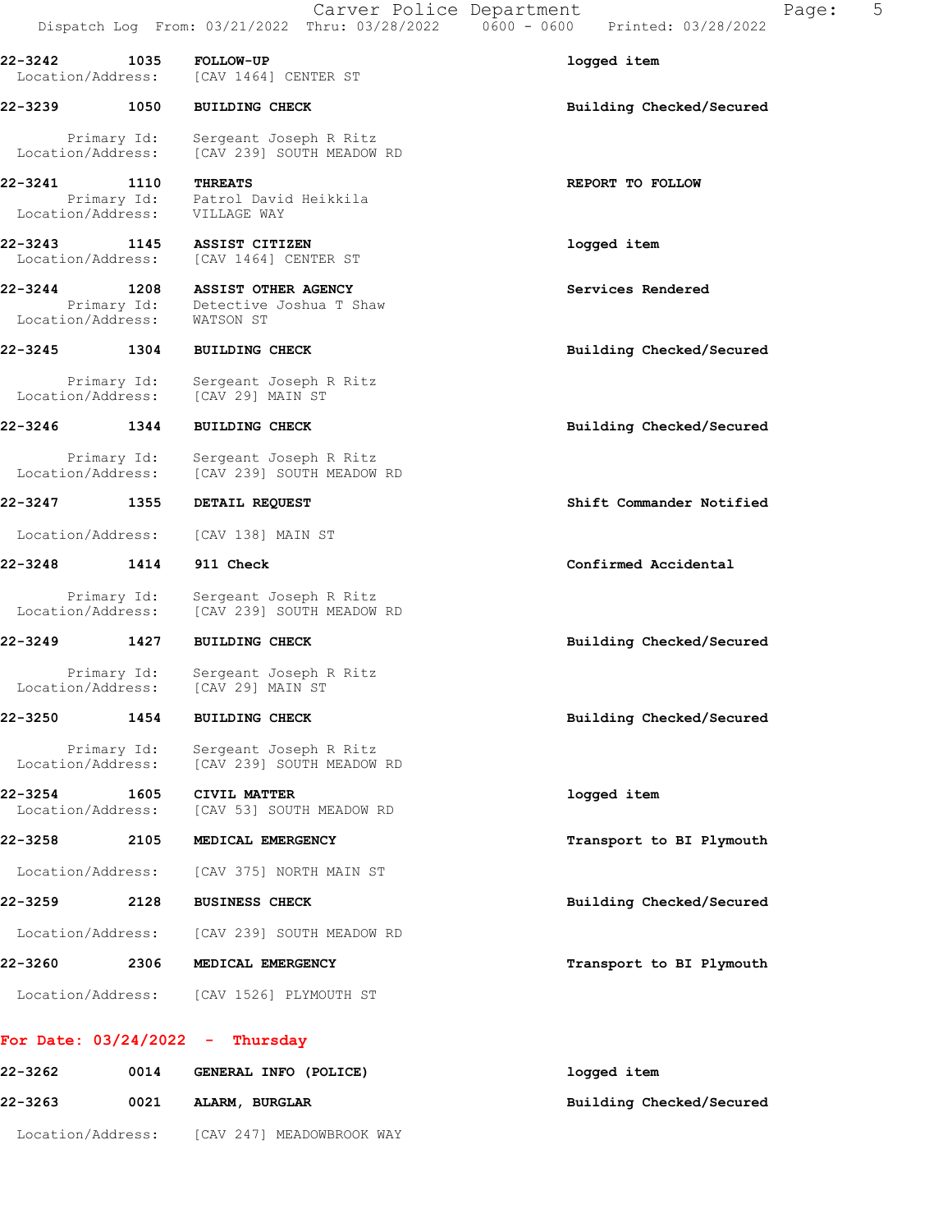**22-3242** **1035** **FOLLOW-UP** **logged item**
Location/Address: [CAV 1464] CENTER ST

**22-3239** **1050** **BUILDING CHECK** **Building Checked/Secured**
Primary Id: Sergeant Joseph R Ritz
Location/Address: [CAV 239] SOUTH MEADOW RD

**22-3241** **1110** **THREATS** **REPORT TO FOLLOW**
Primary Id: Patrol David Heikkila
Location/Address: VILLAGE WAY

**22-3243** **1145** **ASSIST CITIZEN** **logged item**
Location/Address: [CAV 1464] CENTER ST

**22-3244** **1208** **ASSIST OTHER AGENCY** **Services Rendered**
Primary Id: Detective Joshua T Shaw
Location/Address: WATSON ST

**22-3245** **1304** **BUILDING CHECK** **Building Checked/Secured**
Primary Id: Sergeant Joseph R Ritz
Location/Address: [CAV 29] MAIN ST

**22-3246** **1344** **BUILDING CHECK** **Building Checked/Secured**
Primary Id: Sergeant Joseph R Ritz
Location/Address: [CAV 239] SOUTH MEADOW RD

**22-3247** **1355** **DETAIL REQUEST** **Shift Commander Notified**
Location/Address: [CAV 138] MAIN ST

**22-3248** **1414** **911 Check** **Confirmed Accidental**
Primary Id: Sergeant Joseph R Ritz
Location/Address: [CAV 239] SOUTH MEADOW RD

**22-3249** **1427** **BUILDING CHECK** **Building Checked/Secured**
Primary Id: Sergeant Joseph R Ritz
Location/Address: [CAV 29] MAIN ST

**22-3250** **1454** **BUILDING CHECK** **Building Checked/Secured**
Primary Id: Sergeant Joseph R Ritz
Location/Address: [CAV 239] SOUTH MEADOW RD

**22-3254** **1605** **CIVIL MATTER** **logged item**
Location/Address: [CAV 53] SOUTH MEADOW RD

**22-3258** **2105** **MEDICAL EMERGENCY** **Transport to BI Plymouth**
Location/Address: [CAV 375] NORTH MAIN ST

**22-3259** **2128** **BUSINESS CHECK** **Building Checked/Secured**
Location/Address: [CAV 239] SOUTH MEADOW RD

**22-3260** **2306** **MEDICAL EMERGENCY** **Transport to BI Plymouth**
Location/Address: [CAV 1526] PLYMOUTH ST

## For Date: 03/24/2022 - Thursday

**22-3262** **0014** **GENERAL INFO (POLICE)** **logged item**

**22-3263** **0021** **ALARM, BURGLAR** **Building Checked/Secured**
Location/Address: [CAV 247] MEADOWBROOK WAY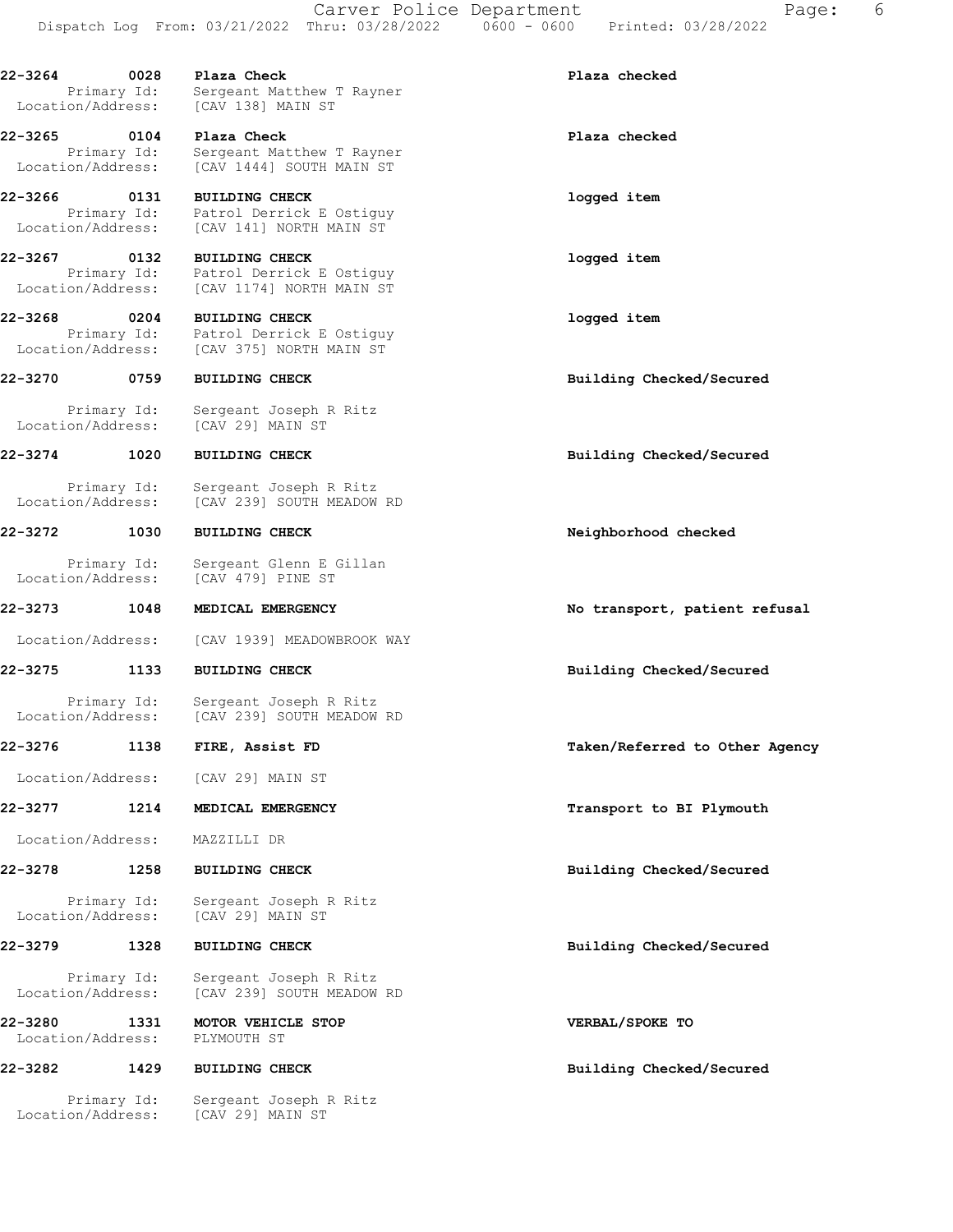| Call # | Time | Call Type / Details | Disposition |
| --- | --- | --- | --- |
| 22-3264 | 0028 | Plaza Check<br>Primary Id: Sergeant Matthew T Rayner<br>Location/Address: [CAV 138] MAIN ST | Plaza checked |
| 22-3265 | 0104 | Plaza Check<br>Primary Id: Sergeant Matthew T Rayner<br>Location/Address: [CAV 1444] SOUTH MAIN ST | Plaza checked |
| 22-3266 | 0131 | BUILDING CHECK<br>Primary Id: Patrol Derrick E Ostiguy<br>Location/Address: [CAV 141] NORTH MAIN ST | logged item |
| 22-3267 | 0132 | BUILDING CHECK<br>Primary Id: Patrol Derrick E Ostiguy<br>Location/Address: [CAV 1174] NORTH MAIN ST | logged item |
| 22-3268 | 0204 | BUILDING CHECK<br>Primary Id: Patrol Derrick E Ostiguy<br>Location/Address: [CAV 375] NORTH MAIN ST | logged item |
| 22-3270 | 0759 | BUILDING CHECK<br>Primary Id: Sergeant Joseph R Ritz<br>Location/Address: [CAV 29] MAIN ST | Building Checked/Secured |
| 22-3274 | 1020 | BUILDING CHECK<br>Primary Id: Sergeant Joseph R Ritz<br>Location/Address: [CAV 239] SOUTH MEADOW RD | Building Checked/Secured |
| 22-3272 | 1030 | BUILDING CHECK<br>Primary Id: Sergeant Glenn E Gillan<br>Location/Address: [CAV 479] PINE ST | Neighborhood checked |
| 22-3273 | 1048 | MEDICAL EMERGENCY<br>Location/Address: [CAV 1939] MEADOWBROOK WAY | No transport, patient refusal |
| 22-3275 | 1133 | BUILDING CHECK<br>Primary Id: Sergeant Joseph R Ritz<br>Location/Address: [CAV 239] SOUTH MEADOW RD | Building Checked/Secured |
| 22-3276 | 1138 | FIRE, Assist FD<br>Location/Address: [CAV 29] MAIN ST | Taken/Referred to Other Agency |
| 22-3277 | 1214 | MEDICAL EMERGENCY<br>Location/Address: MAZZILLI DR | Transport to BI Plymouth |
| 22-3278 | 1258 | BUILDING CHECK<br>Primary Id: Sergeant Joseph R Ritz<br>Location/Address: [CAV 29] MAIN ST | Building Checked/Secured |
| 22-3279 | 1328 | BUILDING CHECK<br>Primary Id: Sergeant Joseph R Ritz<br>Location/Address: [CAV 239] SOUTH MEADOW RD | Building Checked/Secured |
| 22-3280 | 1331 | MOTOR VEHICLE STOP<br>Location/Address: PLYMOUTH ST | VERBAL/SPOKE TO |
| 22-3282 | 1429 | BUILDING CHECK<br>Primary Id: Sergeant Joseph R Ritz<br>Location/Address: [CAV 29] MAIN ST | Building Checked/Secured |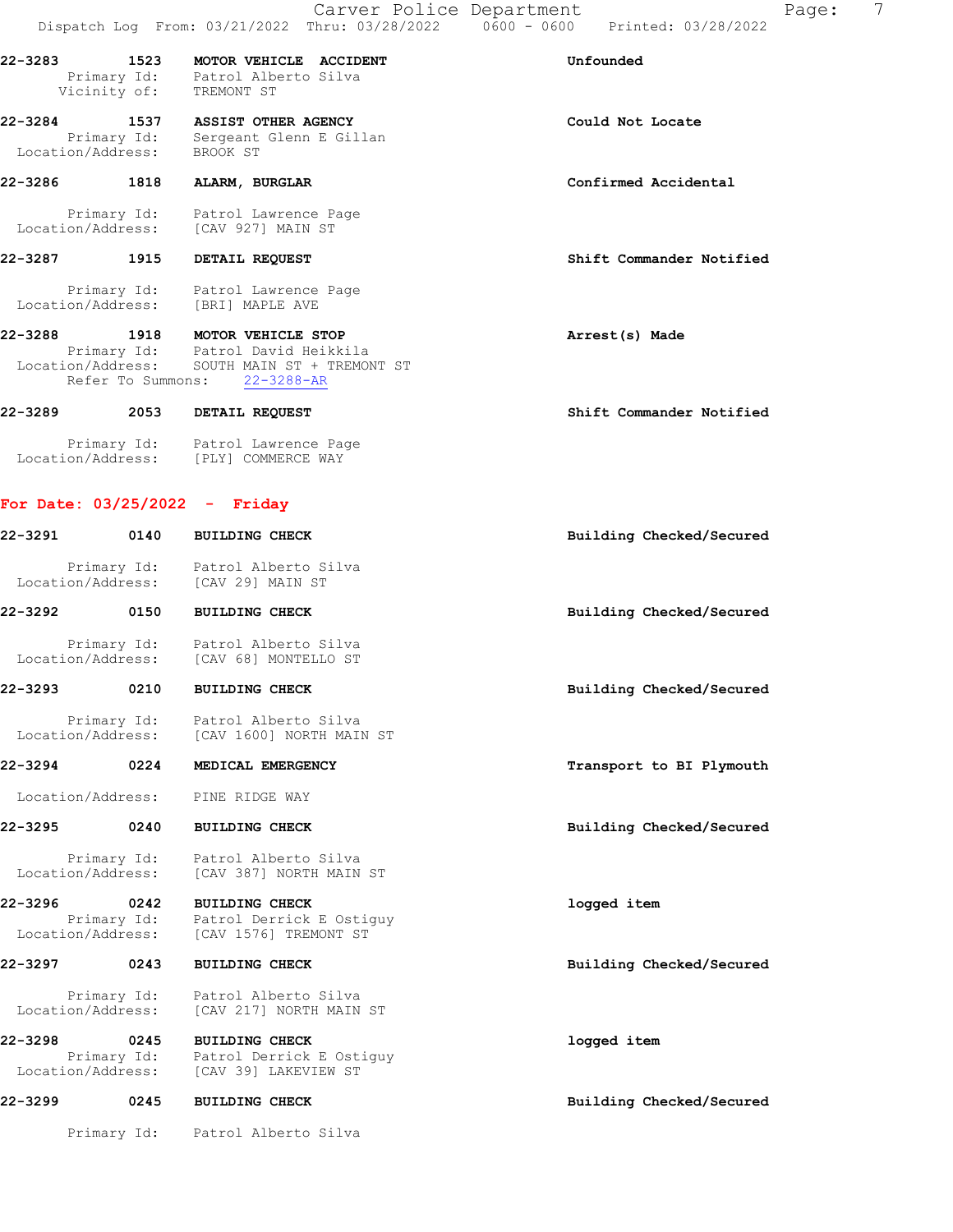**22-3283** 1523 **MOTOR VEHICLE ACCIDENT** **Unfounded**
Primary Id: Patrol Alberto Silva
Vicinity of: TREMONT ST

**22-3284** 1537 **ASSIST OTHER AGENCY** **Could Not Locate**
Primary Id: Sergeant Glenn E Gillan
Location/Address: BROOK ST

**22-3286** 1818 **ALARM, BURGLAR** **Confirmed Accidental**
Primary Id: Patrol Lawrence Page
Location/Address: [CAV 927] MAIN ST

**22-3287** 1915 **DETAIL REQUEST** **Shift Commander Notified**
Primary Id: Patrol Lawrence Page
Location/Address: [BRI] MAPLE AVE

**22-3288** 1918 **MOTOR VEHICLE STOP** **Arrest(s) Made**
Primary Id: Patrol David Heikkila
Location/Address: SOUTH MAIN ST + TREMONT ST
Refer To Summons: 22-3288-AR

**22-3289** 2053 **DETAIL REQUEST** **Shift Commander Notified**
Primary Id: Patrol Lawrence Page
Location/Address: [PLY] COMMERCE WAY

## For Date: 03/25/2022 - Friday

**22-3291** 0140 **BUILDING CHECK** **Building Checked/Secured**
Primary Id: Patrol Alberto Silva
Location/Address: [CAV 29] MAIN ST

**22-3292** 0150 **BUILDING CHECK** **Building Checked/Secured**
Primary Id: Patrol Alberto Silva
Location/Address: [CAV 68] MONTELLO ST

**22-3293** 0210 **BUILDING CHECK** **Building Checked/Secured**
Primary Id: Patrol Alberto Silva
Location/Address: [CAV 1600] NORTH MAIN ST

**22-3294** 0224 **MEDICAL EMERGENCY** **Transport to BI Plymouth**
Location/Address: PINE RIDGE WAY

**22-3295** 0240 **BUILDING CHECK** **Building Checked/Secured**
Primary Id: Patrol Alberto Silva
Location/Address: [CAV 387] NORTH MAIN ST

**22-3296** 0242 **BUILDING CHECK** **logged item**
Primary Id: Patrol Derrick E Ostiguy
Location/Address: [CAV 1576] TREMONT ST

**22-3297** 0243 **BUILDING CHECK** **Building Checked/Secured**
Primary Id: Patrol Alberto Silva
Location/Address: [CAV 217] NORTH MAIN ST

**22-3298** 0245 **BUILDING CHECK** **logged item**
Primary Id: Patrol Derrick E Ostiguy
Location/Address: [CAV 39] LAKEVIEW ST

**22-3299** 0245 **BUILDING CHECK** **Building Checked/Secured**
Primary Id: Patrol Alberto Silva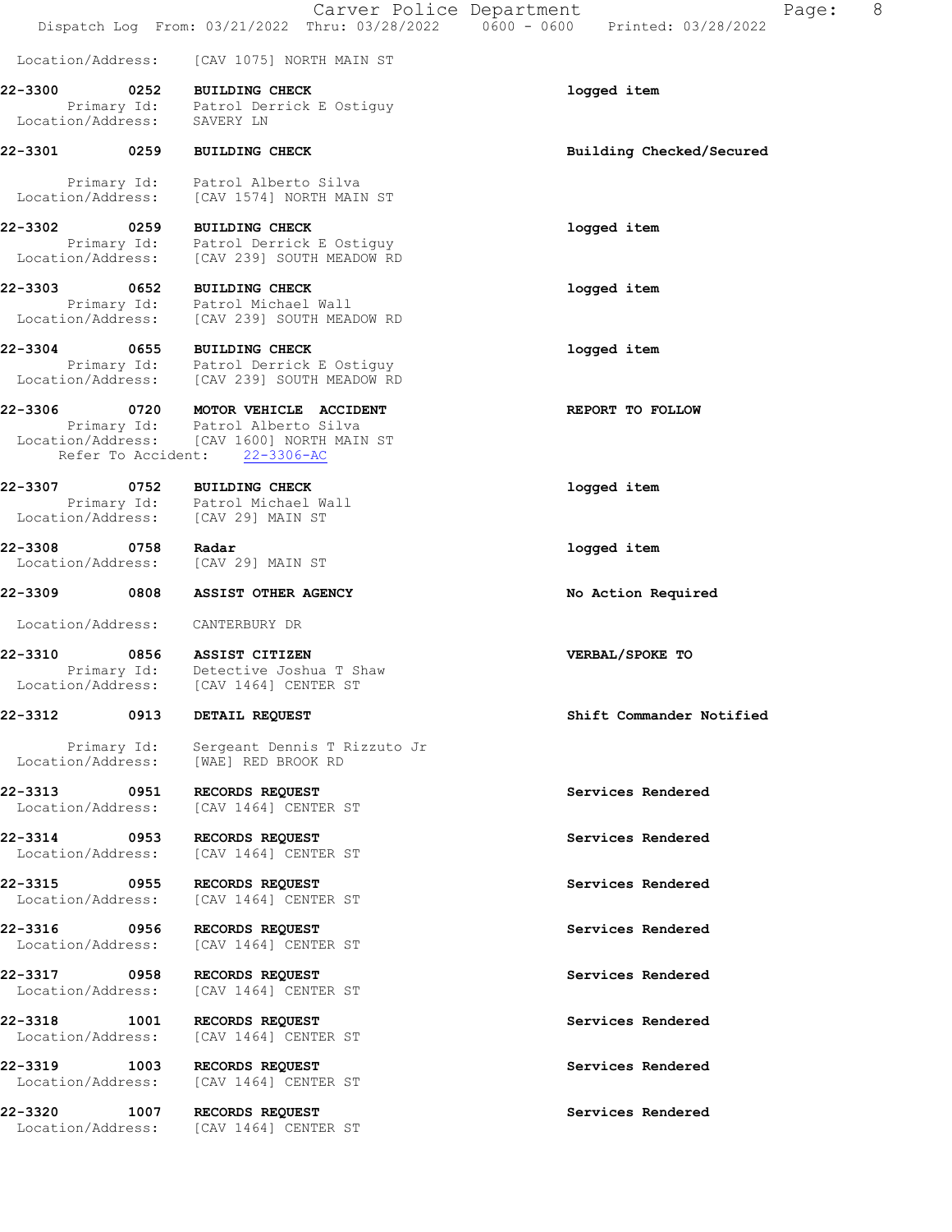Location/Address: [CAV 1075] NORTH MAIN ST

**22-3300 0252 BUILDING CHECK** — logged item
Primary Id: Patrol Derrick E Ostiguy
Location/Address: SAVERY LN

**22-3301 0259 BUILDING CHECK** — Building Checked/Secured
Primary Id: Patrol Alberto Silva
Location/Address: [CAV 1574] NORTH MAIN ST

**22-3302 0259 BUILDING CHECK** — logged item
Primary Id: Patrol Derrick E Ostiguy
Location/Address: [CAV 239] SOUTH MEADOW RD

**22-3303 0652 BUILDING CHECK** — logged item
Primary Id: Patrol Michael Wall
Location/Address: [CAV 239] SOUTH MEADOW RD

**22-3304 0655 BUILDING CHECK** — logged item
Primary Id: Patrol Derrick E Ostiguy
Location/Address: [CAV 239] SOUTH MEADOW RD

**22-3306 0720 MOTOR VEHICLE ACCIDENT** — REPORT TO FOLLOW
Primary Id: Patrol Alberto Silva
Location/Address: [CAV 1600] NORTH MAIN ST
Refer To Accident: 22-3306-AC

**22-3307 0752 BUILDING CHECK** — logged item
Primary Id: Patrol Michael Wall
Location/Address: [CAV 29] MAIN ST

**22-3308 0758 Radar** — logged item
Location/Address: [CAV 29] MAIN ST

**22-3309 0808 ASSIST OTHER AGENCY** — No Action Required
Location/Address: CANTERBURY DR

**22-3310 0856 ASSIST CITIZEN** — VERBAL/SPOKE TO
Primary Id: Detective Joshua T Shaw
Location/Address: [CAV 1464] CENTER ST

**22-3312 0913 DETAIL REQUEST** — Shift Commander Notified
Primary Id: Sergeant Dennis T Rizzuto Jr
Location/Address: [WAE] RED BROOK RD

**22-3313 0951 RECORDS REQUEST** — Services Rendered
Location/Address: [CAV 1464] CENTER ST

**22-3314 0953 RECORDS REQUEST** — Services Rendered
Location/Address: [CAV 1464] CENTER ST

**22-3315 0955 RECORDS REQUEST** — Services Rendered
Location/Address: [CAV 1464] CENTER ST

**22-3316 0956 RECORDS REQUEST** — Services Rendered
Location/Address: [CAV 1464] CENTER ST

**22-3317 0958 RECORDS REQUEST** — Services Rendered
Location/Address: [CAV 1464] CENTER ST

**22-3318 1001 RECORDS REQUEST** — Services Rendered
Location/Address: [CAV 1464] CENTER ST

**22-3319 1003 RECORDS REQUEST** — Services Rendered
Location/Address: [CAV 1464] CENTER ST

**22-3320 1007 RECORDS REQUEST** — Services Rendered
Location/Address: [CAV 1464] CENTER ST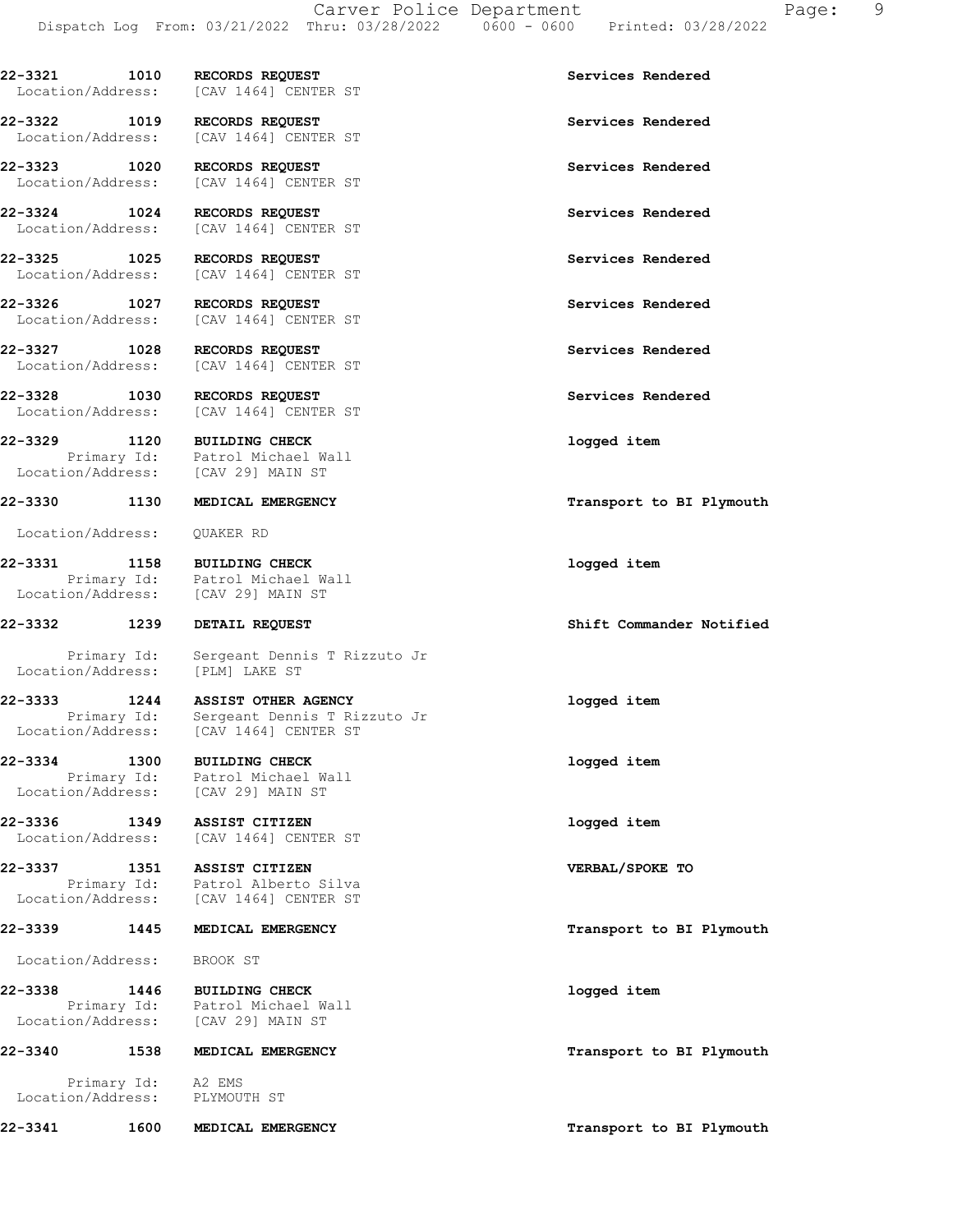**22-3321 1010 RECORDS REQUEST** — Services Rendered
Location/Address: [CAV 1464] CENTER ST

**22-3322 1019 RECORDS REQUEST** — Services Rendered
Location/Address: [CAV 1464] CENTER ST

**22-3323 1020 RECORDS REQUEST** — Services Rendered
Location/Address: [CAV 1464] CENTER ST

**22-3324 1024 RECORDS REQUEST** — Services Rendered
Location/Address: [CAV 1464] CENTER ST

**22-3325 1025 RECORDS REQUEST** — Services Rendered
Location/Address: [CAV 1464] CENTER ST

**22-3326 1027 RECORDS REQUEST** — Services Rendered
Location/Address: [CAV 1464] CENTER ST

**22-3327 1028 RECORDS REQUEST** — Services Rendered
Location/Address: [CAV 1464] CENTER ST

**22-3328 1030 RECORDS REQUEST** — Services Rendered
Location/Address: [CAV 1464] CENTER ST

**22-3329 1120 BUILDING CHECK** — logged item
Primary Id: Patrol Michael Wall
Location/Address: [CAV 29] MAIN ST

**22-3330 1130 MEDICAL EMERGENCY** — Transport to BI Plymouth
Location/Address: QUAKER RD

**22-3331 1158 BUILDING CHECK** — logged item
Primary Id: Patrol Michael Wall
Location/Address: [CAV 29] MAIN ST

**22-3332 1239 DETAIL REQUEST** — Shift Commander Notified
Primary Id: Sergeant Dennis T Rizzuto Jr
Location/Address: [PLM] LAKE ST

**22-3333 1244 ASSIST OTHER AGENCY** — logged item
Primary Id: Sergeant Dennis T Rizzuto Jr
Location/Address: [CAV 1464] CENTER ST

**22-3334 1300 BUILDING CHECK** — logged item
Primary Id: Patrol Michael Wall
Location/Address: [CAV 29] MAIN ST

**22-3336 1349 ASSIST CITIZEN** — logged item
Location/Address: [CAV 1464] CENTER ST

**22-3337 1351 ASSIST CITIZEN** — VERBAL/SPOKE TO
Primary Id: Patrol Alberto Silva
Location/Address: [CAV 1464] CENTER ST

**22-3339 1445 MEDICAL EMERGENCY** — Transport to BI Plymouth
Location/Address: BROOK ST

**22-3338 1446 BUILDING CHECK** — logged item
Primary Id: Patrol Michael Wall
Location/Address: [CAV 29] MAIN ST

**22-3340 1538 MEDICAL EMERGENCY** — Transport to BI Plymouth
Primary Id: A2 EMS
Location/Address: PLYMOUTH ST

**22-3341 1600 MEDICAL EMERGENCY** — Transport to BI Plymouth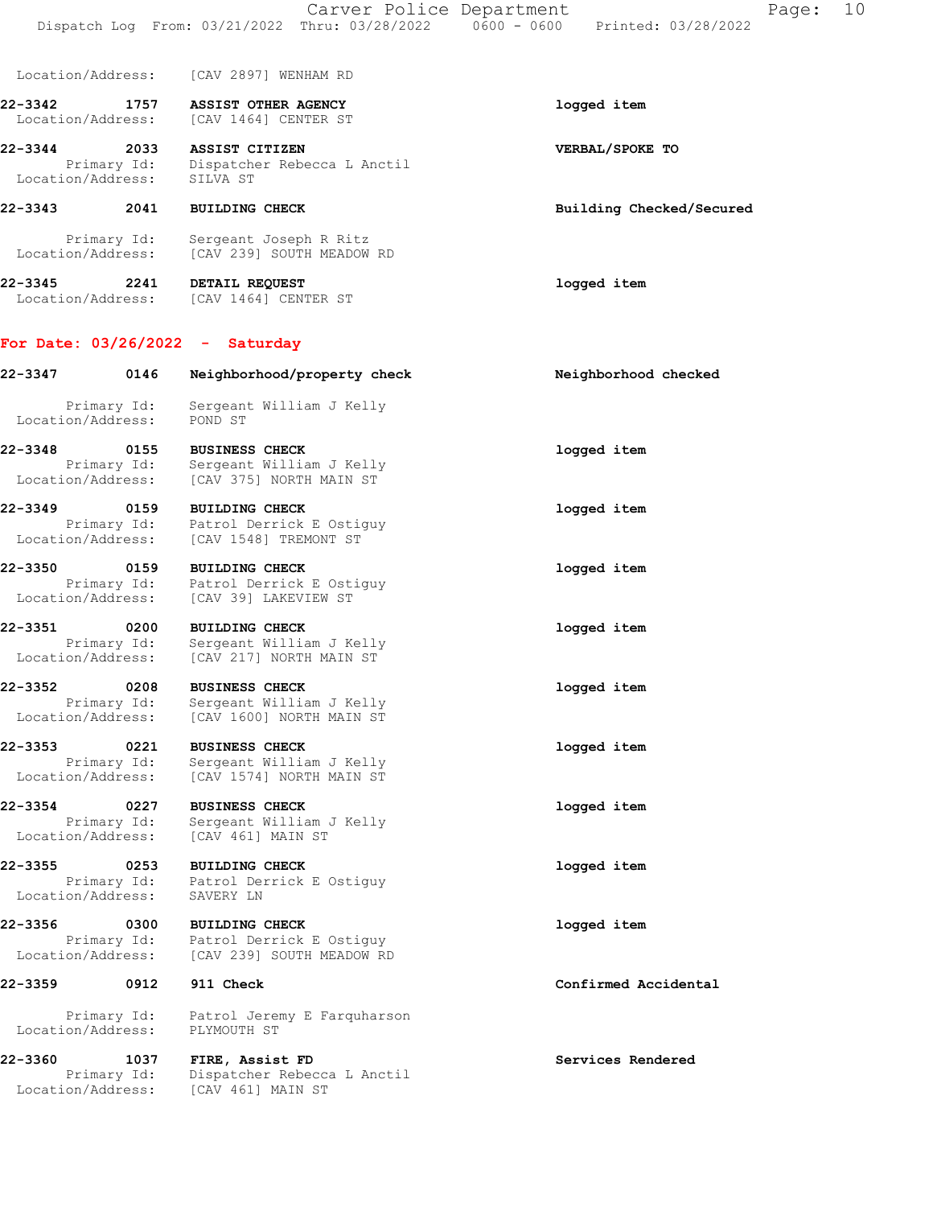Location/Address: [CAV 2897] WENHAM RD

**22-3342 1757 ASSIST OTHER AGENCY** — logged item
Location/Address: [CAV 1464] CENTER ST

**22-3344 2033 ASSIST CITIZEN** — VERBAL/SPOKE TO
Primary Id: Dispatcher Rebecca L Anctil
Location/Address: SILVA ST

**22-3343 2041 BUILDING CHECK** — Building Checked/Secured
Primary Id: Sergeant Joseph R Ritz
Location/Address: [CAV 239] SOUTH MEADOW RD

**22-3345 2241 DETAIL REQUEST** — logged item
Location/Address: [CAV 1464] CENTER ST

## For Date: 03/26/2022 - Saturday

**22-3347 0146 Neighborhood/property check** — Neighborhood checked
Primary Id: Sergeant William J Kelly
Location/Address: POND ST

**22-3348 0155 BUSINESS CHECK** — logged item
Primary Id: Sergeant William J Kelly
Location/Address: [CAV 375] NORTH MAIN ST

**22-3349 0159 BUILDING CHECK** — logged item
Primary Id: Patrol Derrick E Ostiguy
Location/Address: [CAV 1548] TREMONT ST

**22-3350 0159 BUILDING CHECK** — logged item
Primary Id: Patrol Derrick E Ostiguy
Location/Address: [CAV 39] LAKEVIEW ST

**22-3351 0200 BUILDING CHECK** — logged item
Primary Id: Sergeant William J Kelly
Location/Address: [CAV 217] NORTH MAIN ST

**22-3352 0208 BUSINESS CHECK** — logged item
Primary Id: Sergeant William J Kelly
Location/Address: [CAV 1600] NORTH MAIN ST

**22-3353 0221 BUSINESS CHECK** — logged item
Primary Id: Sergeant William J Kelly
Location/Address: [CAV 1574] NORTH MAIN ST

**22-3354 0227 BUSINESS CHECK** — logged item
Primary Id: Sergeant William J Kelly
Location/Address: [CAV 461] MAIN ST

**22-3355 0253 BUILDING CHECK** — logged item
Primary Id: Patrol Derrick E Ostiguy
Location/Address: SAVERY LN

**22-3356 0300 BUILDING CHECK** — logged item
Primary Id: Patrol Derrick E Ostiguy
Location/Address: [CAV 239] SOUTH MEADOW RD

**22-3359 0912 911 Check** — Confirmed Accidental
Primary Id: Patrol Jeremy E Farquharson
Location/Address: PLYMOUTH ST

**22-3360 1037 FIRE, Assist FD** — Services Rendered
Primary Id: Dispatcher Rebecca L Anctil
Location/Address: [CAV 461] MAIN ST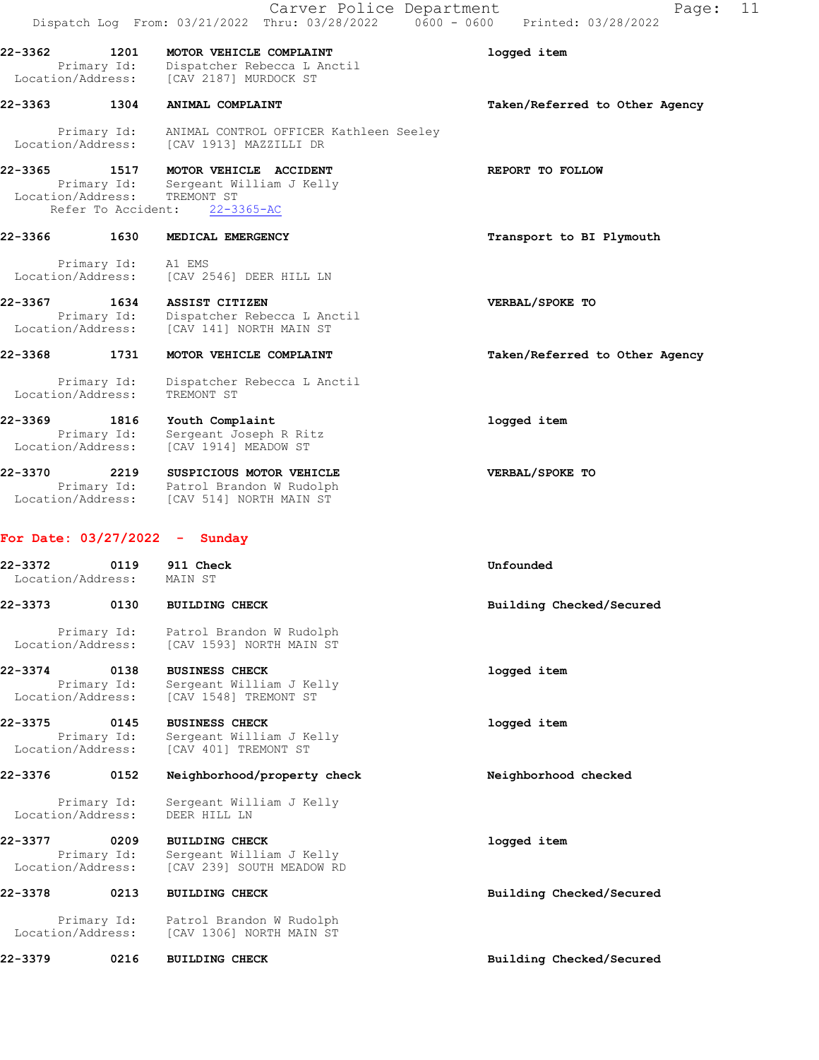**22-3362** **1201** **MOTOR VEHICLE COMPLAINT** **logged item**
Primary Id: Dispatcher Rebecca L Anctil
Location/Address: [CAV 2187] MURDOCK ST

**22-3363** **1304** **ANIMAL COMPLAINT** **Taken/Referred to Other Agency**
Primary Id: ANIMAL CONTROL OFFICER Kathleen Seeley
Location/Address: [CAV 1913] MAZZILLI DR

**22-3365** **1517** **MOTOR VEHICLE ACCIDENT** **REPORT TO FOLLOW**
Primary Id: Sergeant William J Kelly
Location/Address: TREMONT ST
Refer To Accident: 22-3365-AC

**22-3366** **1630** **MEDICAL EMERGENCY** **Transport to BI Plymouth**
Primary Id: A1 EMS
Location/Address: [CAV 2546] DEER HILL LN

**22-3367** **1634** **ASSIST CITIZEN** **VERBAL/SPOKE TO**
Primary Id: Dispatcher Rebecca L Anctil
Location/Address: [CAV 141] NORTH MAIN ST

**22-3368** **1731** **MOTOR VEHICLE COMPLAINT** **Taken/Referred to Other Agency**
Primary Id: Dispatcher Rebecca L Anctil
Location/Address: TREMONT ST

**22-3369** **1816** **Youth Complaint** **logged item**
Primary Id: Sergeant Joseph R Ritz
Location/Address: [CAV 1914] MEADOW ST

**22-3370** **2219** **SUSPICIOUS MOTOR VEHICLE** **VERBAL/SPOKE TO**
Primary Id: Patrol Brandon W Rudolph
Location/Address: [CAV 514] NORTH MAIN ST

## For Date: 03/27/2022 - Sunday

**22-3372** **0119** **911 Check** **Unfounded**
Location/Address: MAIN ST

**22-3373** **0130** **BUILDING CHECK** **Building Checked/Secured**
Primary Id: Patrol Brandon W Rudolph
Location/Address: [CAV 1593] NORTH MAIN ST

**22-3374** **0138** **BUSINESS CHECK** **logged item**
Primary Id: Sergeant William J Kelly
Location/Address: [CAV 1548] TREMONT ST

**22-3375** **0145** **BUSINESS CHECK** **logged item**
Primary Id: Sergeant William J Kelly
Location/Address: [CAV 401] TREMONT ST

**22-3376** **0152** **Neighborhood/property check** **Neighborhood checked**
Primary Id: Sergeant William J Kelly
Location/Address: DEER HILL LN

**22-3377** **0209** **BUILDING CHECK** **logged item**
Primary Id: Sergeant William J Kelly
Location/Address: [CAV 239] SOUTH MEADOW RD

**22-3378** **0213** **BUILDING CHECK** **Building Checked/Secured**
Primary Id: Patrol Brandon W Rudolph
Location/Address: [CAV 1306] NORTH MAIN ST

**22-3379** **0216** **BUILDING CHECK** **Building Checked/Secured**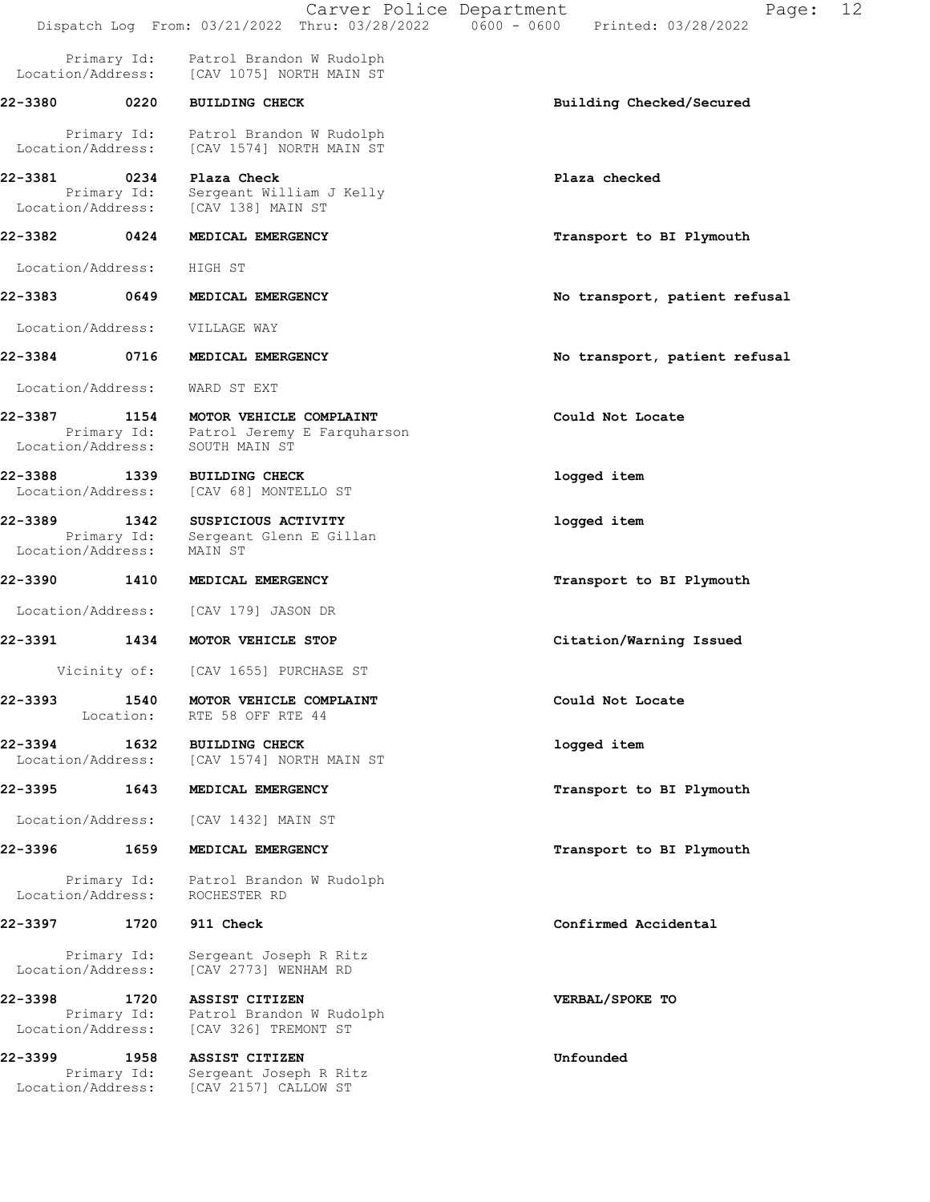Primary Id: Patrol Brandon W Rudolph
Location/Address: [CAV 1075] NORTH MAIN ST

**22-3380 0220 BUILDING CHECK** — **Building Checked/Secured**

Primary Id: Patrol Brandon W Rudolph
Location/Address: [CAV 1574] NORTH MAIN ST

**22-3381 0234 Plaza Check** — **Plaza checked**

Primary Id: Sergeant William J Kelly
Location/Address: [CAV 138] MAIN ST

**22-3382 0424 MEDICAL EMERGENCY** — **Transport to BI Plymouth**

Location/Address: HIGH ST

**22-3383 0649 MEDICAL EMERGENCY** — **No transport, patient refusal**

Location/Address: VILLAGE WAY

**22-3384 0716 MEDICAL EMERGENCY** — **No transport, patient refusal**

Location/Address: WARD ST EXT

**22-3387 1154 MOTOR VEHICLE COMPLAINT** — **Could Not Locate**

Primary Id: Patrol Jeremy E Farquharson
Location/Address: SOUTH MAIN ST

**22-3388 1339 BUILDING CHECK** — **logged item**

Location/Address: [CAV 68] MONTELLO ST

**22-3389 1342 SUSPICIOUS ACTIVITY** — **logged item**

Primary Id: Sergeant Glenn E Gillan
Location/Address: MAIN ST

**22-3390 1410 MEDICAL EMERGENCY** — **Transport to BI Plymouth**

Location/Address: [CAV 179] JASON DR

**22-3391 1434 MOTOR VEHICLE STOP** — **Citation/Warning Issued**

Vicinity of: [CAV 1655] PURCHASE ST

**22-3393 1540 MOTOR VEHICLE COMPLAINT** — **Could Not Locate**

Location: RTE 58 OFF RTE 44

**22-3394 1632 BUILDING CHECK** — **logged item**

Location/Address: [CAV 1574] NORTH MAIN ST

**22-3395 1643 MEDICAL EMERGENCY** — **Transport to BI Plymouth**

Location/Address: [CAV 1432] MAIN ST

**22-3396 1659 MEDICAL EMERGENCY** — **Transport to BI Plymouth**

Primary Id: Patrol Brandon W Rudolph
Location/Address: ROCHESTER RD

**22-3397 1720 911 Check** — **Confirmed Accidental**

Primary Id: Sergeant Joseph R Ritz
Location/Address: [CAV 2773] WENHAM RD

**22-3398 1720 ASSIST CITIZEN** — **VERBAL/SPOKE TO**

Primary Id: Patrol Brandon W Rudolph
Location/Address: [CAV 326] TREMONT ST

**22-3399 1958 ASSIST CITIZEN** — **Unfounded**

Primary Id: Sergeant Joseph R Ritz
Location/Address: [CAV 2157] CALLOW ST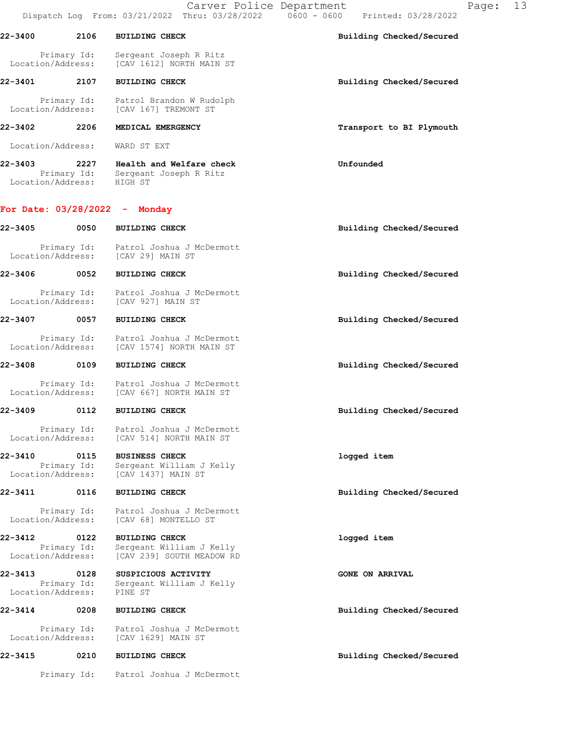**22-3400** 2106 **BUILDING CHECK** — **Building Checked/Secured**

Primary Id: Sergeant Joseph R Ritz
Location/Address: [CAV 1612] NORTH MAIN ST

**22-3401** 2107 **BUILDING CHECK** — **Building Checked/Secured**

Primary Id: Patrol Brandon W Rudolph
Location/Address: [CAV 167] TREMONT ST

**22-3402** 2206 **MEDICAL EMERGENCY** — **Transport to BI Plymouth**

Location/Address: WARD ST EXT

**22-3403** 2227 **Health and Welfare check** — Unfounded
Primary Id: Sergeant Joseph R Ritz
Location/Address: HIGH ST

## For Date: 03/28/2022 - Monday

**22-3405** 0050 **BUILDING CHECK** — **Building Checked/Secured**

Primary Id: Patrol Joshua J McDermott
Location/Address: [CAV 29] MAIN ST

**22-3406** 0052 **BUILDING CHECK** — **Building Checked/Secured**

Primary Id: Patrol Joshua J McDermott
Location/Address: [CAV 927] MAIN ST

**22-3407** 0057 **BUILDING CHECK** — **Building Checked/Secured**

Primary Id: Patrol Joshua J McDermott
Location/Address: [CAV 1574] NORTH MAIN ST

**22-3408** 0109 **BUILDING CHECK** — **Building Checked/Secured**

Primary Id: Patrol Joshua J McDermott
Location/Address: [CAV 667] NORTH MAIN ST

**22-3409** 0112 **BUILDING CHECK** — **Building Checked/Secured**

Primary Id: Patrol Joshua J McDermott
Location/Address: [CAV 514] NORTH MAIN ST

**22-3410** 0115 **BUSINESS CHECK** — logged item
Primary Id: Sergeant William J Kelly
Location/Address: [CAV 1437] MAIN ST

**22-3411** 0116 **BUILDING CHECK** — **Building Checked/Secured**

Primary Id: Patrol Joshua J McDermott
Location/Address: [CAV 68] MONTELLO ST

**22-3412** 0122 **BUILDING CHECK** — logged item
Primary Id: Sergeant William J Kelly
Location/Address: [CAV 239] SOUTH MEADOW RD

**22-3413** 0128 **SUSPICIOUS ACTIVITY** — GONE ON ARRIVAL
Primary Id: Sergeant William J Kelly
Location/Address: PINE ST

**22-3414** 0208 **BUILDING CHECK** — **Building Checked/Secured**

Primary Id: Patrol Joshua J McDermott
Location/Address: [CAV 1629] MAIN ST

**22-3415** 0210 **BUILDING CHECK** — **Building Checked/Secured**

Primary Id: Patrol Joshua J McDermott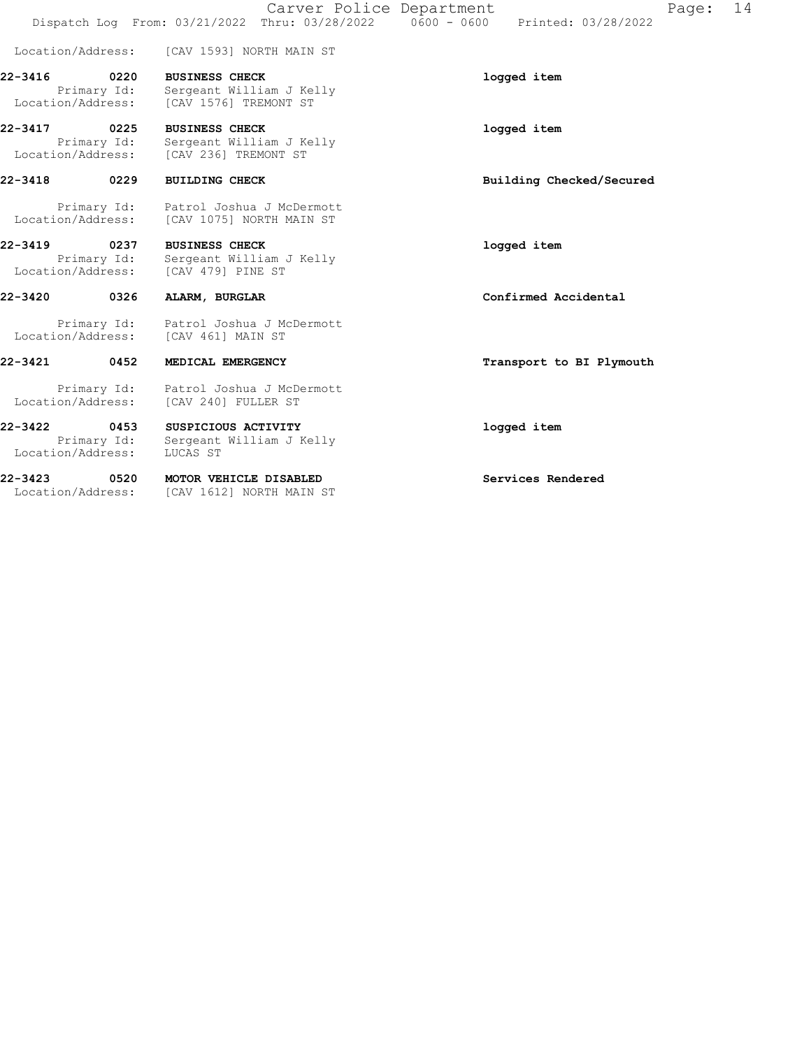Location/Address: [CAV 1593] NORTH MAIN ST

**22-3416 0220 BUSINESS CHECK** **logged item**
Primary Id: Sergeant William J Kelly
Location/Address: [CAV 1576] TREMONT ST

**22-3417 0225 BUSINESS CHECK** **logged item**
Primary Id: Sergeant William J Kelly
Location/Address: [CAV 236] TREMONT ST

**22-3418 0229 BUILDING CHECK** **Building Checked/Secured**

Primary Id: Patrol Joshua J McDermott
Location/Address: [CAV 1075] NORTH MAIN ST

**22-3419 0237 BUSINESS CHECK** **logged item**
Primary Id: Sergeant William J Kelly
Location/Address: [CAV 479] PINE ST

**22-3420 0326 ALARM, BURGLAR** **Confirmed Accidental**

Primary Id: Patrol Joshua J McDermott
Location/Address: [CAV 461] MAIN ST

**22-3421 0452 MEDICAL EMERGENCY** **Transport to BI Plymouth**

Primary Id: Patrol Joshua J McDermott
Location/Address: [CAV 240] FULLER ST

**22-3422 0453 SUSPICIOUS ACTIVITY** **logged item**
Primary Id: Sergeant William J Kelly
Location/Address: LUCAS ST

**22-3423 0520 MOTOR VEHICLE DISABLED** **Services Rendered**
Location/Address: [CAV 1612] NORTH MAIN ST